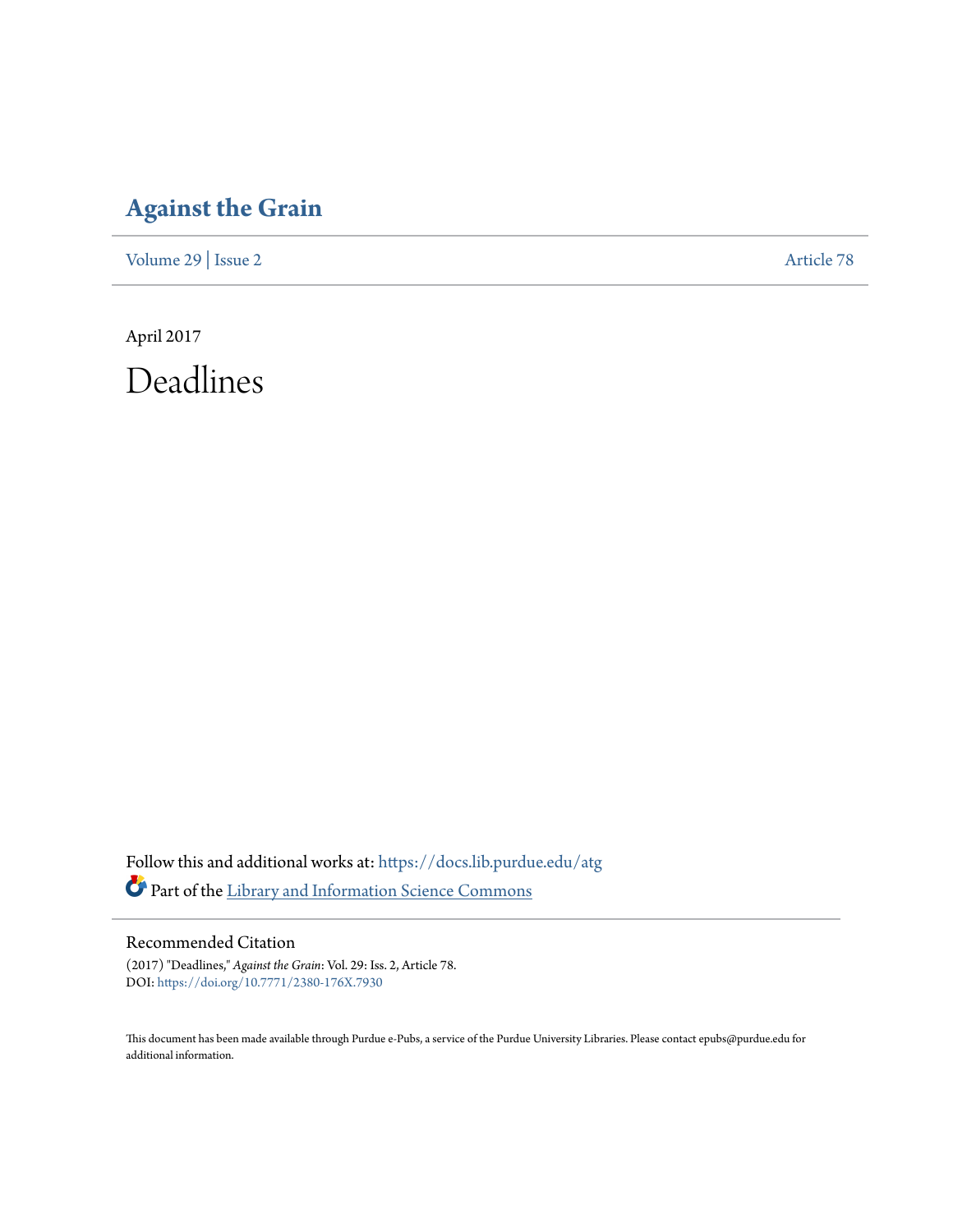# Against the Grain

Volume 29 | Issue 2 Article 78

April 2017

## Deadlines

Follow this and additional works at: https://docs.lib.purdue.edu/atg

Part of the Library and Information Science Commons

### Recommended Citation

(2017) "Deadlines," *Against the Grain*: Vol. 29: Iss. 2, Article 78.
DOI: https://doi.org/10.7771/2380-176X.7930

This document has been made available through Purdue e-Pubs, a service of the Purdue University Libraries. Please contact epubs@purdue.edu for additional information.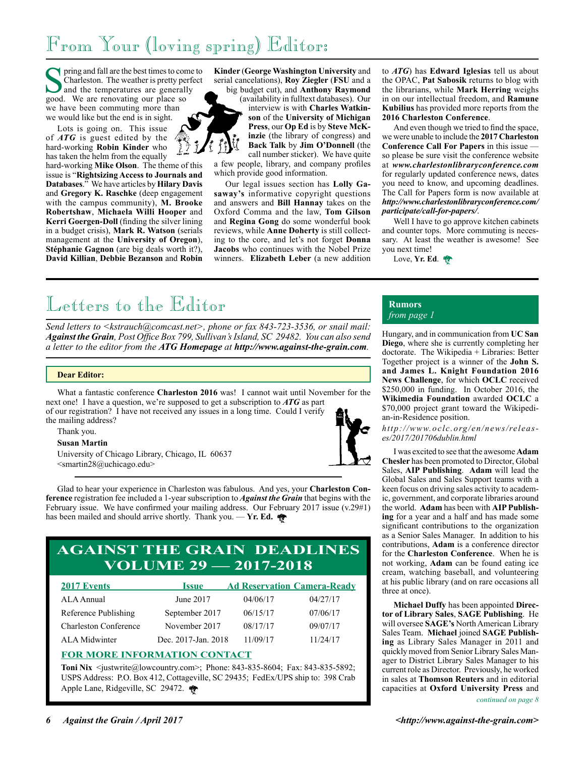# From Your (loving spring) Editor:

Spring and fall are the best times to come to Charleston. The weather is pretty perfect and the temperatures are generally good. We are renovating our place so we have been commuting more than we would like but the end is in sight.

Lots is going on. This issue of *ATG* is guest edited by the hard-working **Robin Kinder** who has taken the helm from the equally hard-working **Mike Olson**. The theme of this issue is "**Rightsizing Access to Journals and Databases**." We have articles by **Hilary Davis** and **Gregory K. Raschke** (deep engagement with the campus community), **M. Brooke Robertshaw**, **Michaela Willi Hooper** and **Kerri Goergen-Doll** (finding the silver lining in a budget crisis), **Mark R. Watson** (serials management at the **University of Oregon**), **Stéphanie Gagnon** (are big deals worth it?), **David Killian**, **Debbie Bezanson** and **Robin Kinder** (**George Washington University** and serial cancelations), **Roy Ziegler** (**FSU** and a big budget cut), and **Anthony Raymond** (availability in fulltext databases). Our interview is with **Charles Watkinson** of the **University of Michigan Press**, our **Op Ed** is by **Steve McKinzie** (the library of congress) and **Back Talk** by **Jim O'Donnell** (the call number sticker). We have quite a few people, library, and company profiles which provide good information.

Our legal issues section has **Lolly Gasaway's** informative copyright questions and answers and **Bill Hannay** takes on the Oxford Comma and the law, **Tom Gilson** and **Regina Gong** do some wonderful book reviews, while **Anne Doherty** is still collecting to the core, and let's not forget **Donna Jacobs** who continues with the Nobel Prize winners. **Elizabeth Leber** (a new addition to *ATG*) has **Edward Iglesias** tell us about the OPAC, **Pat Sabosik** returns to blog with the librarians, while **Mark Herring** weighs in on our intellectual freedom, and **Ramune Kubilius** has provided more reports from the **2016 Charleston Conference**.

And even though we tried to find the space, we were unable to include the **2017 Charleston Conference Call For Papers** in this issue — so please be sure visit the conference website at ***www.charlestonlibraryconference.com*** for regularly updated conference news, dates you need to know, and upcoming deadlines. The Call for Papers form is now available at ***http://www.charlestonlibraryconference.com/participate/call-for-papers/***.

Well I have to go approve kitchen cabinets and counter tops. More commuting is necessary. At least the weather is awesome! See you next time!

Love, **Yr. Ed.**

# Letters to the Editor

*Send letters to <kstrauch@comcast.net>, phone or fax 843-723-3536, or snail mail: **Against the Grain**, Post Office Box 799, Sullivan's Island, SC 29482. You can also send a letter to the editor from the **ATG Homepage** at **http://www.against-the-grain.com**.*

**Dear Editor:**

What a fantastic conference **Charleston 2016** was! I cannot wait until November for the next one! I have a question, we're supposed to get a subscription to ***ATG*** as part of our registration? I have not received any issues in a long time. Could I verify the mailing address?

Thank you.

**Susan Martin**
University of Chicago Library, Chicago, IL 60637
<smartin28@uchicago.edu>

Glad to hear your experience in Charleston was fabulous. And yes, your **Charleston Conference** registration fee included a 1-year subscription to ***Against the Grain*** that begins with the February issue. We have confirmed your mailing address. Our February 2017 issue (v.29#1) has been mailed and should arrive shortly. Thank you. — **Yr. Ed.**

## AGAINST THE GRAIN DEADLINES VOLUME 29 — 2017-2018

| 2017 Events | Issue | Ad Reservation | Camera-Ready |
|---|---|---|---|
| ALA Annual | June 2017 | 04/06/17 | 04/27/17 |
| Reference Publishing | September 2017 | 06/15/17 | 07/06/17 |
| Charleston Conference | November 2017 | 08/17/17 | 09/07/17 |
| ALA Midwinter | Dec. 2017-Jan. 2018 | 11/09/17 | 11/24/17 |

**FOR MORE INFORMATION CONTACT**

**Toni Nix** <justwrite@lowcountry.com>; Phone: 843-835-8604; Fax: 843-835-5892; USPS Address: P.O. Box 412, Cottageville, SC 29435; FedEx/UPS ship to: 398 Crab Apple Lane, Ridgeville, SC 29472.

**Rumors**
*from page 1*

Hungary, and in communication from **UC San Diego**, where she is currently completing her doctorate. The Wikipedia + Libraries: Better Together project is a winner of the **John S. and James L. Knight Foundation 2016 News Challenge**, for which **OCLC** received $250,000 in funding. In October 2016, the **Wikimedia Foundation** awarded **OCLC** a $70,000 project grant toward the Wikipedian-in-Residence position.

*http://www.oclc.org/en/news/releases/2017/201706dublin.html*

I was excited to see that the awesome **Adam Chesler** has been promoted to Director, Global Sales, **AIP Publishing**. **Adam** will lead the Global Sales and Sales Support teams with a keen focus on driving sales activity to academic, government, and corporate libraries around the world. **Adam** has been with **AIP Publishing** for a year and a half and has made some significant contributions to the organization as a Senior Sales Manager. In addition to his contributions, **Adam** is a conference director for the **Charleston Conference**. When he is not working, **Adam** can be found eating ice cream, watching baseball, and volunteering at his public library (and on rare occasions all three at once).

**Michael Duffy** has been appointed **Director of Library Sales**, **SAGE Publishing**. He will oversee **SAGE's** North American Library Sales Team. **Michael** joined **SAGE Publishing** as Library Sales Manager in 2011 and quickly moved from Senior Library Sales Manager to District Library Sales Manager to his current role as Director. Previously, he worked in sales at **Thomson Reuters** and in editorial capacities at **Oxford University Press** and

*continued on page 8*